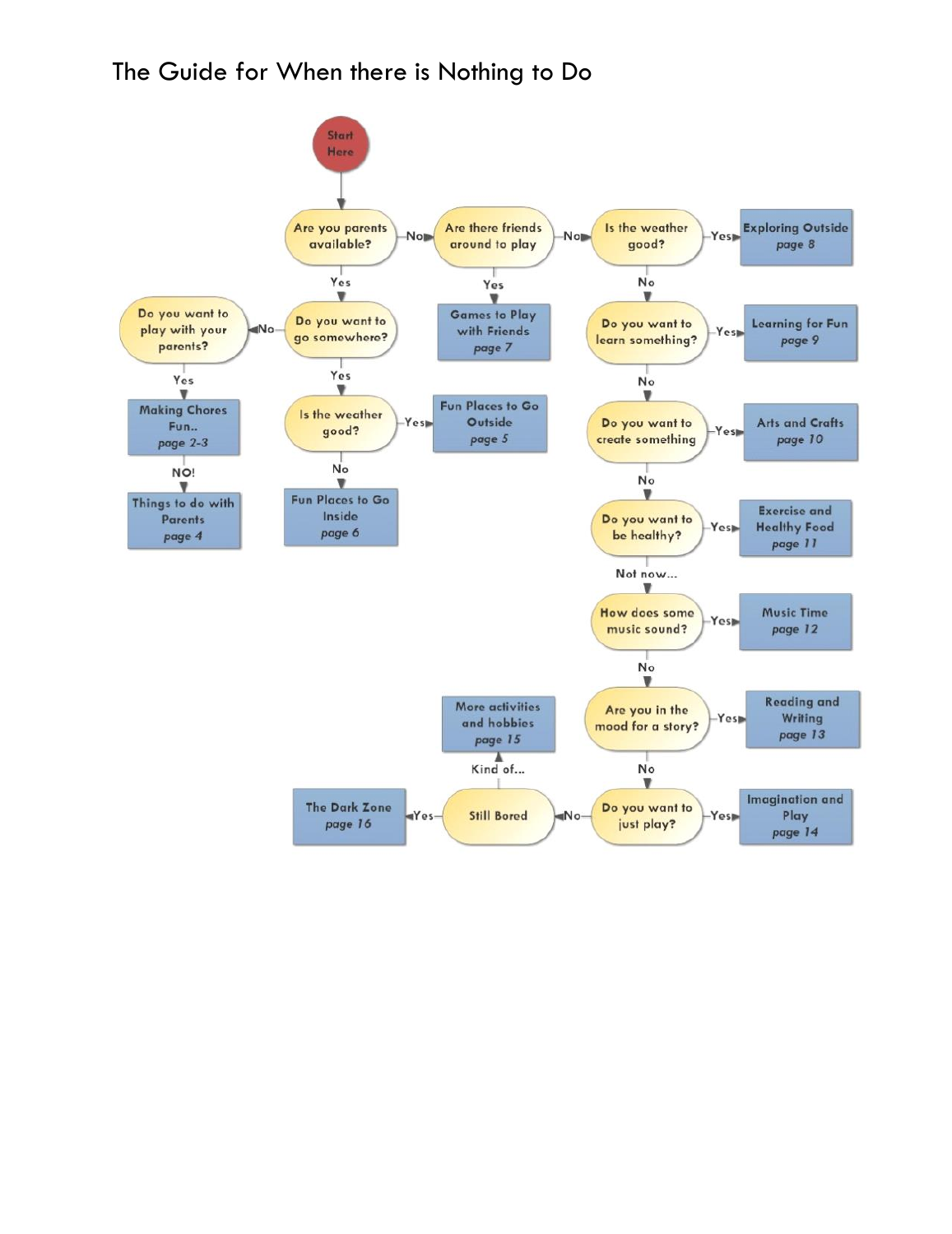# The Guide for When there is Nothing to Do

- **Start Here**
- Are you parents available?
  - **Yes** → Do you want to go somewhere?
    - **Yes** → Is the weather good?
      - **Yes** → Fun Places to Go Outside *page 5*
      - **No** → Fun Places to Go Inside *page 6*
    - **No** → Do you want to play with your parents?
      - **Yes** → Making Chores Fun.. *page 2-3*
        - **NO!** → Things to do with Parents *page 4*
  - **No** → Are there friends around to play
    - **Yes** → Games to Play with Friends *page 7*
    - **No** → Is the weather good?
      - **Yes** → Exploring Outside *page 8*
      - **No** → Do you want to learn something?
        - **Yes** → Learning for Fun *page 9*
        - **No** → Do you want to create something
          - **Yes** → Arts and Crafts *page 10*
          - **No** → Do you want to be healthy?
            - **Yes** → Exercise and Healthy Food *page 11*
            - **Not now...** → How does some music sound?
              - **Yes** → Music Time *page 12*
              - **No** → Are you in the mood for a story?
                - **Yes** → Reading and Writing *page 13*
                - **No** → Do you want to just play?
                  - **Yes** → Imagination and Play *page 14*
                  - **No** → Still Bored
                    - **Yes** → The Dark Zone *page 16*
                    - **Kind of...** → More activities and hobbies *page 15*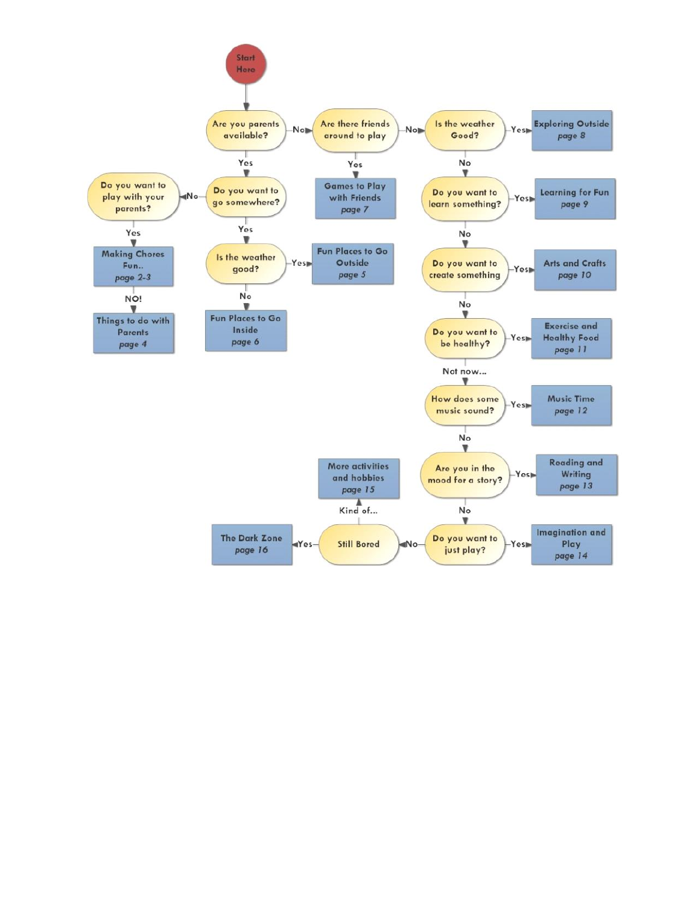Start Here

- **Are you parents available?**
  - **Yes** → **Do you want to go somewhere?**
    - **Yes** → **Is the weather good?**
      - **Yes** → Fun Places to Go Outside *page 5*
      - **No** → Fun Places to Go Inside *page 6*
    - **No** → **Do you want to play with your parents?**
      - **Yes** → Making Chores Fun.. *page 2-3*
        - **NO!** → Things to do with Parents *page 4*
  - **No** → **Are there friends around to play**
    - **Yes** → Games to Play with Friends *page 7*
    - **No** → **Is the weather Good?**
      - **Yes** → Exploring Outside *page 8*
      - **No** → **Do you want to learn something?**
        - **Yes** → Learning for Fun *page 9*
        - **No** → **Do you want to create something**
          - **Yes** → Arts and Crafts *page 10*
          - **No** → **Do you want to be healthy?**
            - **Yes** → Exercise and Healthy Food *page 11*
            - **Not now...** → **How does some music sound?**
              - **Yes** → Music Time *page 12*
              - **No** → **Are you in the mood for a story?**
                - **Yes** → Reading and Writing *page 13*
                - **No** → **Do you want to just play?**
                  - **Yes** → Imagination and Play *page 14*
                  - **No** → **Still Bored**
                    - **Yes** → The Dark Zone *page 16*
                    - **Kind of...** → More activities and hobbies *page 15*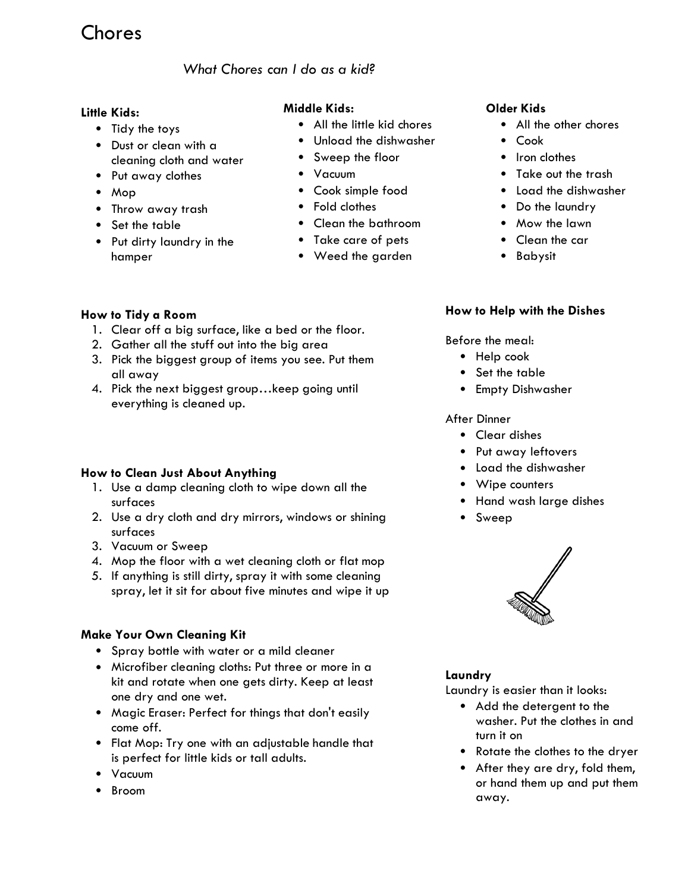# Chores

*What Chores can I do as a kid?*

**Little Kids:**

- Tidy the toys
- Dust or clean with a cleaning cloth and water
- Put away clothes
- Mop
- Throw away trash
- Set the table
- Put dirty laundry in the hamper

**Middle Kids:**

- All the little kid chores
- Unload the dishwasher
- Sweep the floor
- Vacuum
- Cook simple food
- Fold clothes
- Clean the bathroom
- Take care of pets
- Weed the garden

**Older Kids**

- All the other chores
- Cook
- Iron clothes
- Take out the trash
- Load the dishwasher
- Do the laundry
- Mow the lawn
- Clean the car
- Babysit

**How to Tidy a Room**

1. Clear off a big surface, like a bed or the floor.
2. Gather all the stuff out into the big area
3. Pick the biggest group of items you see. Put them all away
4. Pick the next biggest group…keep going until everything is cleaned up.

**How to Clean Just About Anything**

1. Use a damp cleaning cloth to wipe down all the surfaces
2. Use a dry cloth and dry mirrors, windows or shining surfaces
3. Vacuum or Sweep
4. Mop the floor with a wet cleaning cloth or flat mop
5. If anything is still dirty, spray it with some cleaning spray, let it sit for about five minutes and wipe it up

**Make Your Own Cleaning Kit**

- Spray bottle with water or a mild cleaner
- Microfiber cleaning cloths: Put three or more in a kit and rotate when one gets dirty. Keep at least one dry and one wet.
- Magic Eraser: Perfect for things that don't easily come off.
- Flat Mop: Try one with an adjustable handle that is perfect for little kids or tall adults.
- Vacuum
- Broom

**How to Help with the Dishes**

Before the meal:

- Help cook
- Set the table
- Empty Dishwasher

After Dinner

- Clear dishes
- Put away leftovers
- Load the dishwasher
- Wipe counters
- Hand wash large dishes
- Sweep

**Laundry**

Laundry is easier than it looks:

- Add the detergent to the washer. Put the clothes in and turn it on
- Rotate the clothes to the dryer
- After they are dry, fold them, or hand them up and put them away.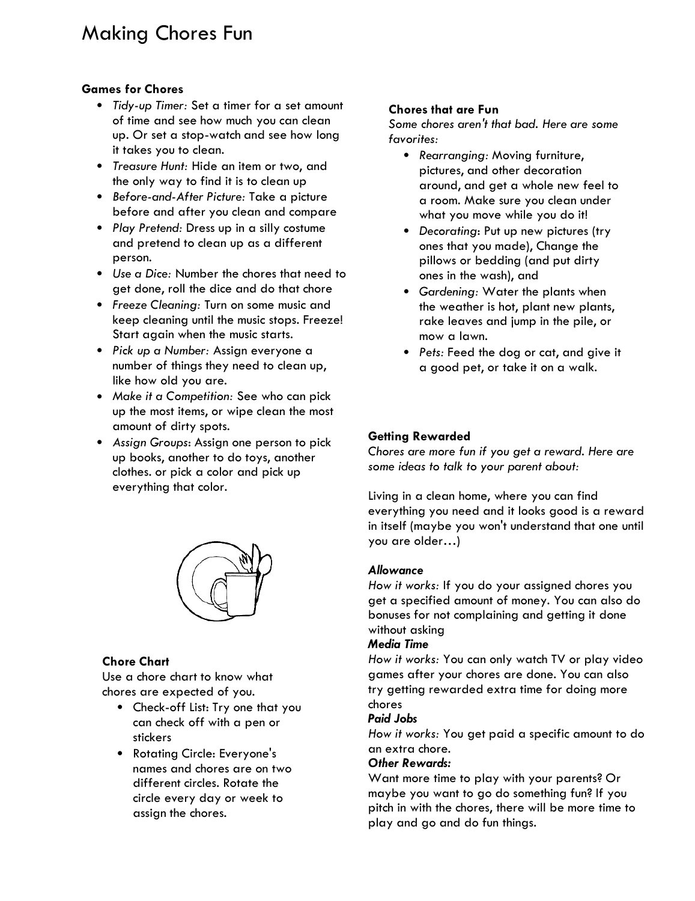# Making Chores Fun

### Games for Chores

- *Tidy-up Timer:* Set a timer for a set amount of time and see how much you can clean up. Or set a stop-watch and see how long it takes you to clean.
- *Treasure Hunt:* Hide an item or two, and the only way to find it is to clean up
- *Before-and-After Picture:* Take a picture before and after you clean and compare
- *Play Pretend:* Dress up in a silly costume and pretend to clean up as a different person.
- *Use a Dice:* Number the chores that need to get done, roll the dice and do that chore
- *Freeze Cleaning:* Turn on some music and keep cleaning until the music stops. Freeze! Start again when the music starts.
- *Pick up a Number:* Assign everyone a number of things they need to clean up, like how old you are.
- *Make it a Competition:* See who can pick up the most items, or wipe clean the most amount of dirty spots.
- *Assign Groups*: Assign one person to pick up books, another to do toys, another clothes. or pick a color and pick up everything that color.

### Chore Chart

Use a chore chart to know what chores are expected of you.

- Check-off List: Try one that you can check off with a pen or stickers
- Rotating Circle: Everyone's names and chores are on two different circles. Rotate the circle every day or week to assign the chores.

### Chores that are Fun

*Some chores aren't that bad. Here are some favorites:*

- *Rearranging:* Moving furniture, pictures, and other decoration around, and get a whole new feel to a room. Make sure you clean under what you move while you do it!
- *Decorating*: Put up new pictures (try ones that you made), Change the pillows or bedding (and put dirty ones in the wash), and
- *Gardening:* Water the plants when the weather is hot, plant new plants, rake leaves and jump in the pile, or mow a lawn.
- *Pets:* Feed the dog or cat, and give it a good pet, or take it on a walk.

### Getting Rewarded

*Chores are more fun if you get a reward. Here are some ideas to talk to your parent about:*

Living in a clean home, where you can find everything you need and it looks good is a reward in itself (maybe you won't understand that one until you are older…)

***Allowance***

*How it works:* If you do your assigned chores you get a specified amount of money. You can also do bonuses for not complaining and getting it done without asking

***Media Time***

*How it works:* You can only watch TV or play video games after your chores are done. You can also try getting rewarded extra time for doing more chores

***Paid Jobs***

*How it works:* You get paid a specific amount to do an extra chore.

***Other Rewards:***

Want more time to play with your parents? Or maybe you want to go do something fun? If you pitch in with the chores, there will be more time to play and go and do fun things.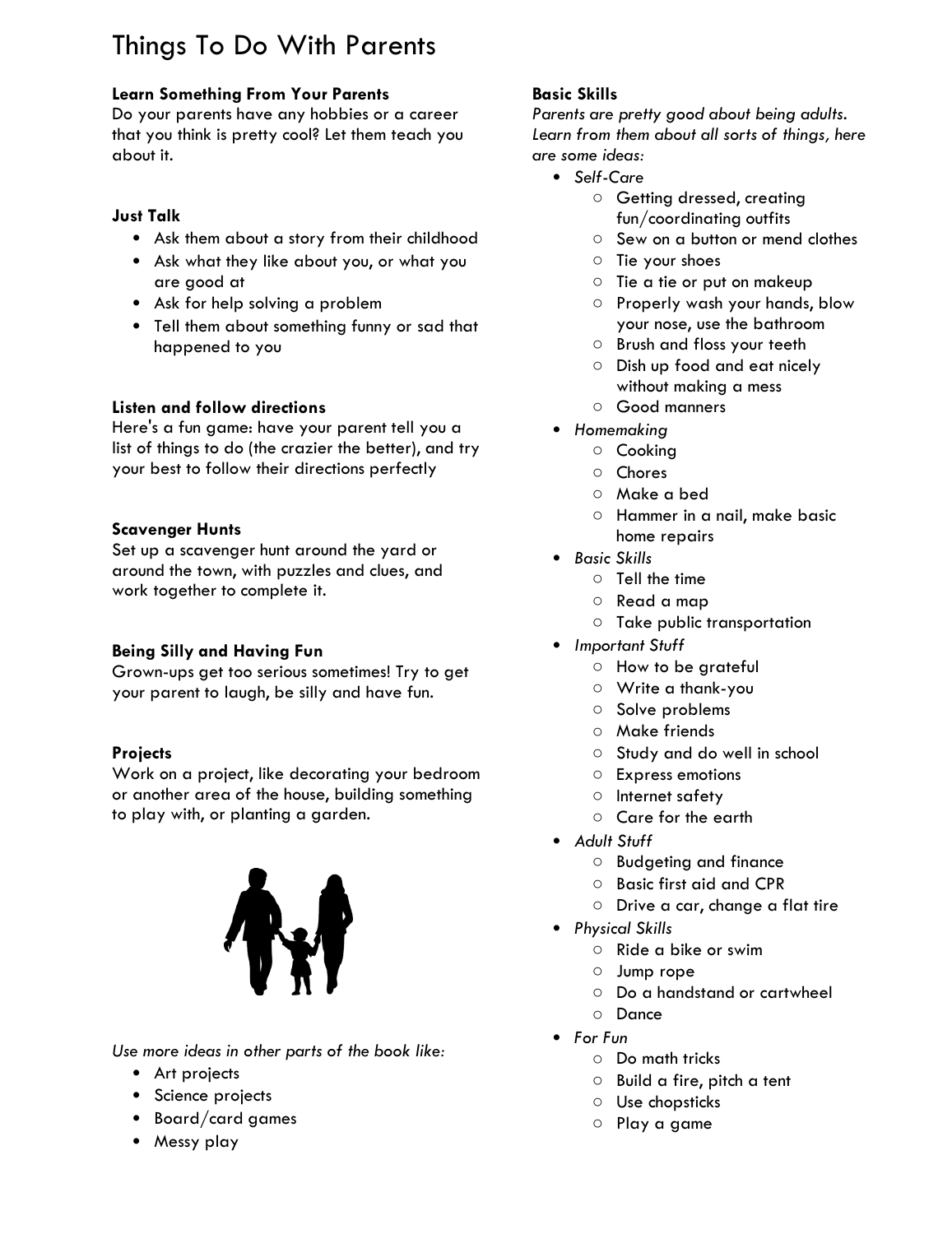# Things To Do With Parents

**Learn Something From Your Parents**
Do your parents have any hobbies or a career that you think is pretty cool? Let them teach you about it.

**Just Talk**

- Ask them about a story from their childhood
- Ask what they like about you, or what you are good at
- Ask for help solving a problem
- Tell them about something funny or sad that happened to you

**Listen and follow directions**
Here's a fun game: have your parent tell you a list of things to do (the crazier the better), and try your best to follow their directions perfectly

**Scavenger Hunts**
Set up a scavenger hunt around the yard or around the town, with puzzles and clues, and work together to complete it.

**Being Silly and Having Fun**
Grown-ups get too serious sometimes! Try to get your parent to laugh, be silly and have fun.

**Projects**
Work on a project, like decorating your bedroom or another area of the house, building something to play with, or planting a garden.

*Use more ideas in other parts of the book like:*

- Art projects
- Science projects
- Board/card games
- Messy play

**Basic Skills**
*Parents are pretty good about being adults. Learn from them about all sorts of things, here are some ideas:*

- *Self-Care*
  - Getting dressed, creating fun/coordinating outfits
  - Sew on a button or mend clothes
  - Tie your shoes
  - Tie a tie or put on makeup
  - Properly wash your hands, blow your nose, use the bathroom
  - Brush and floss your teeth
  - Dish up food and eat nicely without making a mess
  - Good manners
- *Homemaking*
  - Cooking
  - Chores
  - Make a bed
  - Hammer in a nail, make basic home repairs
- *Basic Skills*
  - Tell the time
  - Read a map
  - Take public transportation
- *Important Stuff*
  - How to be grateful
  - Write a thank-you
  - Solve problems
  - Make friends
  - Study and do well in school
  - Express emotions
  - Internet safety
  - Care for the earth
- *Adult Stuff*
  - Budgeting and finance
  - Basic first aid and CPR
  - Drive a car, change a flat tire
- *Physical Skills*
  - Ride a bike or swim
  - Jump rope
  - Do a handstand or cartwheel
  - Dance
- *For Fun*
  - Do math tricks
  - Build a fire, pitch a tent
  - Use chopsticks
  - Play a game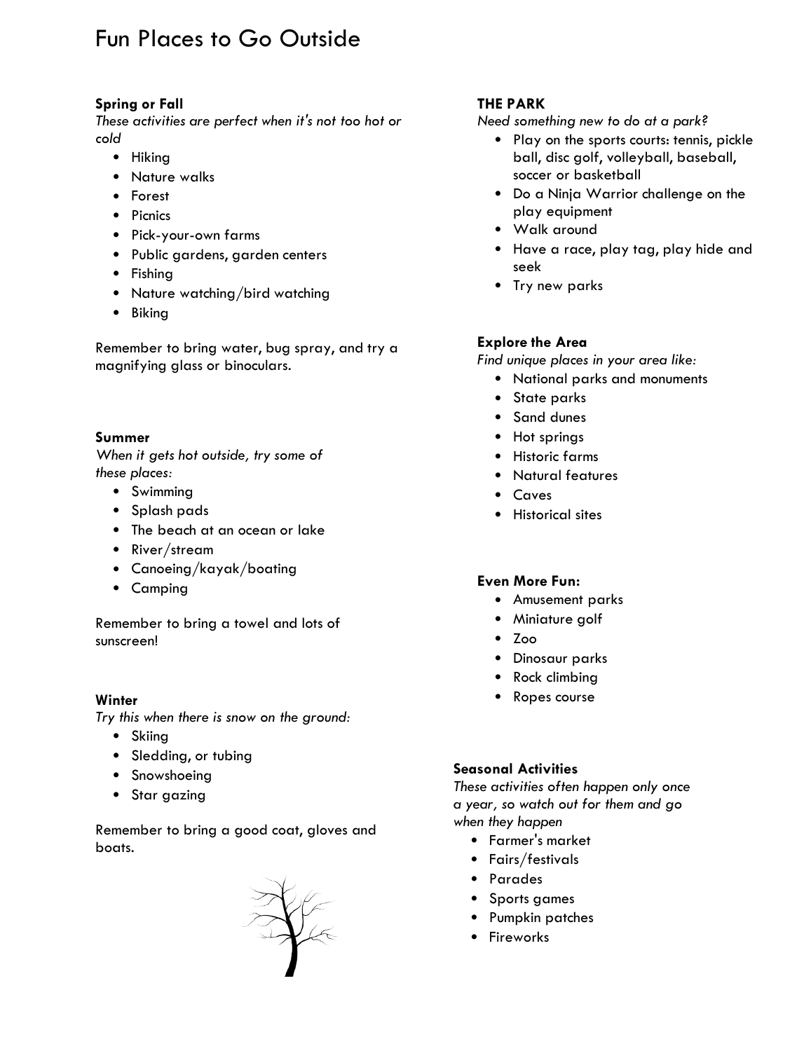# Fun Places to Go Outside

**Spring or Fall**

*These activities are perfect when it's not too hot or cold*

- Hiking
- Nature walks
- Forest
- Picnics
- Pick-your-own farms
- Public gardens, garden centers
- Fishing
- Nature watching/bird watching
- Biking

Remember to bring water, bug spray, and try a magnifying glass or binoculars.

**Summer**

*When it gets hot outside, try some of these places:*

- Swimming
- Splash pads
- The beach at an ocean or lake
- River/stream
- Canoeing/kayak/boating
- Camping

Remember to bring a towel and lots of sunscreen!

**Winter**

*Try this when there is snow on the ground:*

- Skiing
- Sledding, or tubing
- Snowshoeing
- Star gazing

Remember to bring a good coat, gloves and boats.

**THE PARK**

*Need something new to do at a park?*

- Play on the sports courts: tennis, pickle ball, disc golf, volleyball, baseball, soccer or basketball
- Do a Ninja Warrior challenge on the play equipment
- Walk around
- Have a race, play tag, play hide and seek
- Try new parks

**Explore the Area**

*Find unique places in your area like:*

- National parks and monuments
- State parks
- Sand dunes
- Hot springs
- Historic farms
- Natural features
- Caves
- Historical sites

**Even More Fun:**

- Amusement parks
- Miniature golf
- Zoo
- Dinosaur parks
- Rock climbing
- Ropes course

**Seasonal Activities**

*These activities often happen only once a year, so watch out for them and go when they happen*

- Farmer's market
- Fairs/festivals
- Parades
- Sports games
- Pumpkin patches
- Fireworks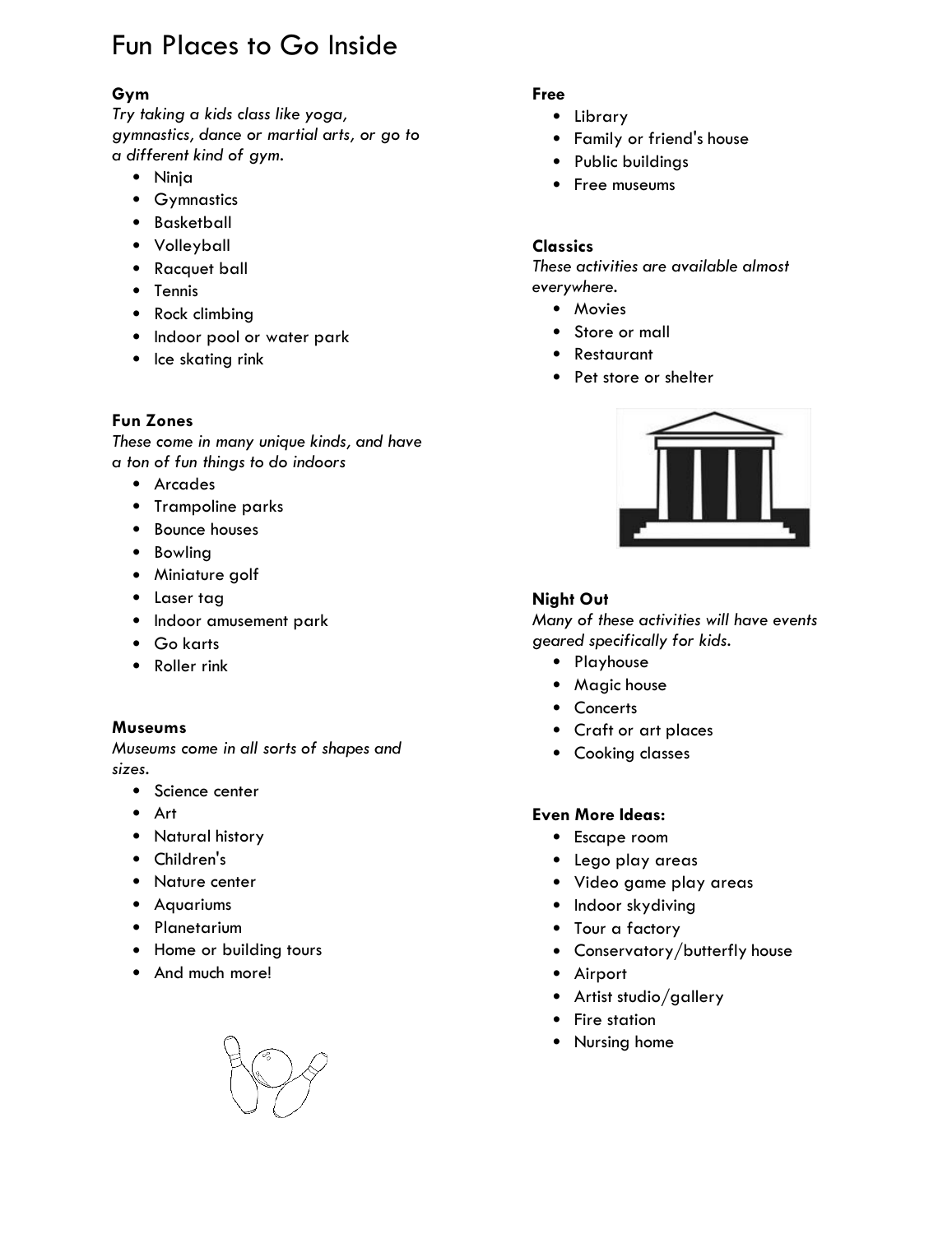# Fun Places to Go Inside

**Gym**

*Try taking a kids class like yoga, gymnastics, dance or martial arts, or go to a different kind of gym.*

- Ninja
- Gymnastics
- Basketball
- Volleyball
- Racquet ball
- Tennis
- Rock climbing
- Indoor pool or water park
- Ice skating rink

**Fun Zones**

*These come in many unique kinds, and have a ton of fun things to do indoors*

- Arcades
- Trampoline parks
- Bounce houses
- Bowling
- Miniature golf
- Laser tag
- Indoor amusement park
- Go karts
- Roller rink

**Museums**

*Museums come in all sorts of shapes and sizes.*

- Science center
- Art
- Natural history
- Children's
- Nature center
- Aquariums
- Planetarium
- Home or building tours
- And much more!

**Free**

- Library
- Family or friend's house
- Public buildings
- Free museums

**Classics**

*These activities are available almost everywhere.*

- Movies
- Store or mall
- Restaurant
- Pet store or shelter

**Night Out**

*Many of these activities will have events geared specifically for kids.*

- Playhouse
- Magic house
- Concerts
- Craft or art places
- Cooking classes

**Even More Ideas:**

- Escape room
- Lego play areas
- Video game play areas
- Indoor skydiving
- Tour a factory
- Conservatory/butterfly house
- Airport
- Artist studio/gallery
- Fire station
- Nursing home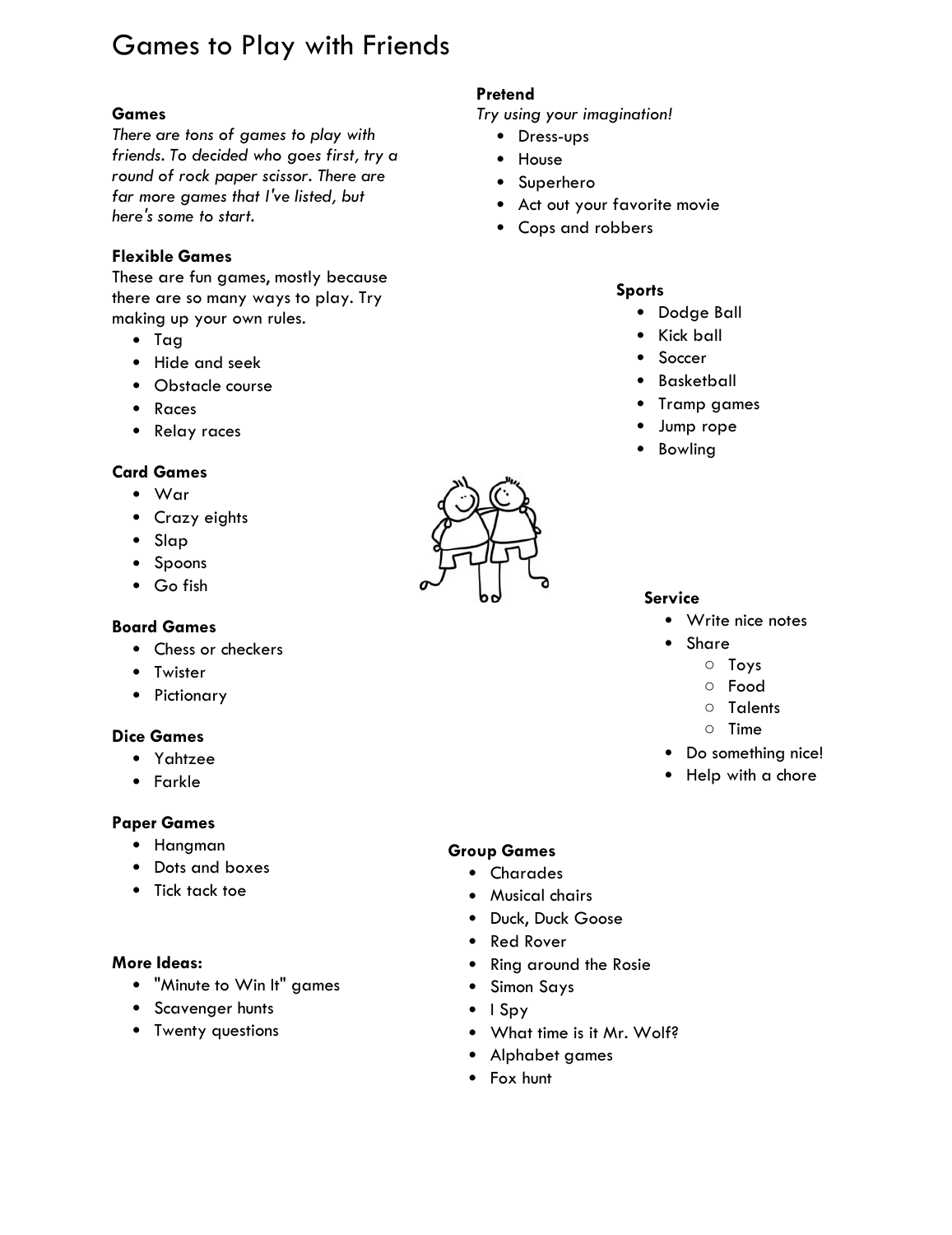# Games to Play with Friends

**Games**

*There are tons of games to play with friends. To decided who goes first, try a round of rock paper scissor. There are far more games that I've listed, but here's some to start.*

**Flexible Games**

These are fun games, mostly because there are so many ways to play. Try making up your own rules.

- Tag
- Hide and seek
- Obstacle course
- Races
- Relay races

**Card Games**

- War
- Crazy eights
- Slap
- Spoons
- Go fish

**Board Games**

- Chess or checkers
- Twister
- Pictionary

**Dice Games**

- Yahtzee
- Farkle

**Paper Games**

- Hangman
- Dots and boxes
- Tick tack toe

**More Ideas:**

- "Minute to Win It" games
- Scavenger hunts
- Twenty questions

**Pretend**

*Try using your imagination!*

- Dress-ups
- House
- Superhero
- Act out your favorite movie
- Cops and robbers

**Sports**

- Dodge Ball
- Kick ball
- Soccer
- Basketball
- Tramp games
- Jump rope
- Bowling

**Service**

- Write nice notes
- Share
  - Toys
  - Food
  - Talents
  - Time
- Do something nice!
- Help with a chore

**Group Games**

- Charades
- Musical chairs
- Duck, Duck Goose
- Red Rover
- Ring around the Rosie
- Simon Says
- I Spy
- What time is it Mr. Wolf?
- Alphabet games
- Fox hunt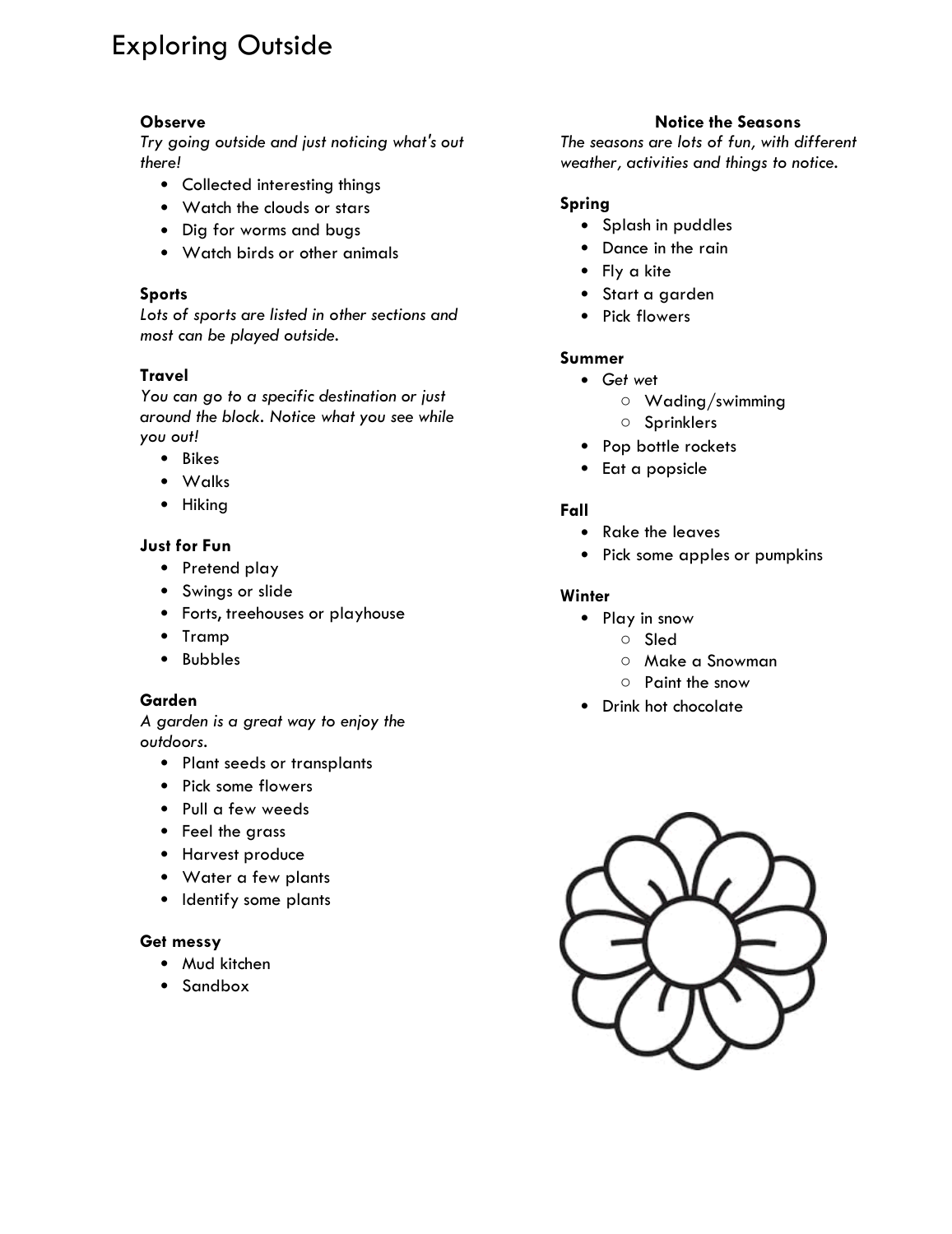# Exploring Outside

**Observe**

*Try going outside and just noticing what's out there!*

- Collected interesting things
- Watch the clouds or stars
- Dig for worms and bugs
- Watch birds or other animals

**Sports**

*Lots of sports are listed in other sections and most can be played outside.*

**Travel**

*You can go to a specific destination or just around the block. Notice what you see while you out!*

- Bikes
- Walks
- Hiking

**Just for Fun**

- Pretend play
- Swings or slide
- Forts, treehouses or playhouse
- Tramp
- Bubbles

**Garden**

*A garden is a great way to enjoy the outdoors.*

- Plant seeds or transplants
- Pick some flowers
- Pull a few weeds
- Feel the grass
- Harvest produce
- Water a few plants
- Identify some plants

**Get messy**

- Mud kitchen
- Sandbox

**Notice the Seasons**

*The seasons are lots of fun, with different weather, activities and things to notice.*

**Spring**

- Splash in puddles
- Dance in the rain
- Fly a kite
- Start a garden
- Pick flowers

**Summer**

- *Get wet*
  - Wading/swimming
  - Sprinklers
- Pop bottle rockets
- Eat a popsicle

**Fall**

- Rake the leaves
- Pick some apples or pumpkins

**Winter**

- Play in snow
  - Sled
  - Make a Snowman
  - Paint the snow
- Drink hot chocolate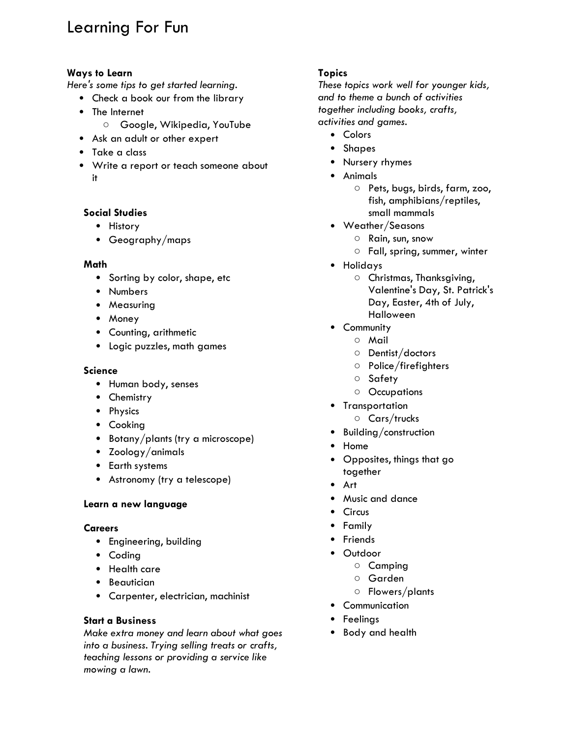# Learning For Fun

### Ways to Learn

*Here's some tips to get started learning.*

- Check a book our from the library
- The Internet
    - Google, Wikipedia, YouTube
- Ask an adult or other expert
- Take a class
- Write a report or teach someone about it

### Social Studies

- History
- Geography/maps

### Math

- Sorting by color, shape, etc
- Numbers
- Measuring
- Money
- Counting, arithmetic
- Logic puzzles, math games

### Science

- Human body, senses
- Chemistry
- Physics
- Cooking
- Botany/plants (try a microscope)
- Zoology/animals
- Earth systems
- Astronomy (try a telescope)

### Learn a new language

### Careers

- Engineering, building
- Coding
- Health care
- Beautician
- Carpenter, electrician, machinist

### Start a Business

*Make extra money and learn about what goes into a business. Trying selling treats or crafts, teaching lessons or providing a service like mowing a lawn.*

### Topics

*These topics work well for younger kids, and to theme a bunch of activities together including books, crafts, activities and games.*

- Colors
- Shapes
- Nursery rhymes
- Animals
    - Pets, bugs, birds, farm, zoo, fish, amphibians/reptiles, small mammals
- Weather/Seasons
    - Rain, sun, snow
    - Fall, spring, summer, winter
- Holidays
    - Christmas, Thanksgiving, Valentine's Day, St. Patrick's Day, Easter, 4th of July, Halloween
- Community
    - Mail
    - Dentist/doctors
    - Police/firefighters
    - Safety
    - Occupations
- Transportation
    - Cars/trucks
- Building/construction
- Home
- Opposites, things that go together
- Art
- Music and dance
- Circus
- Family
- Friends
- Outdoor
    - Camping
    - Garden
    - Flowers/plants
- Communication
- Feelings
- Body and health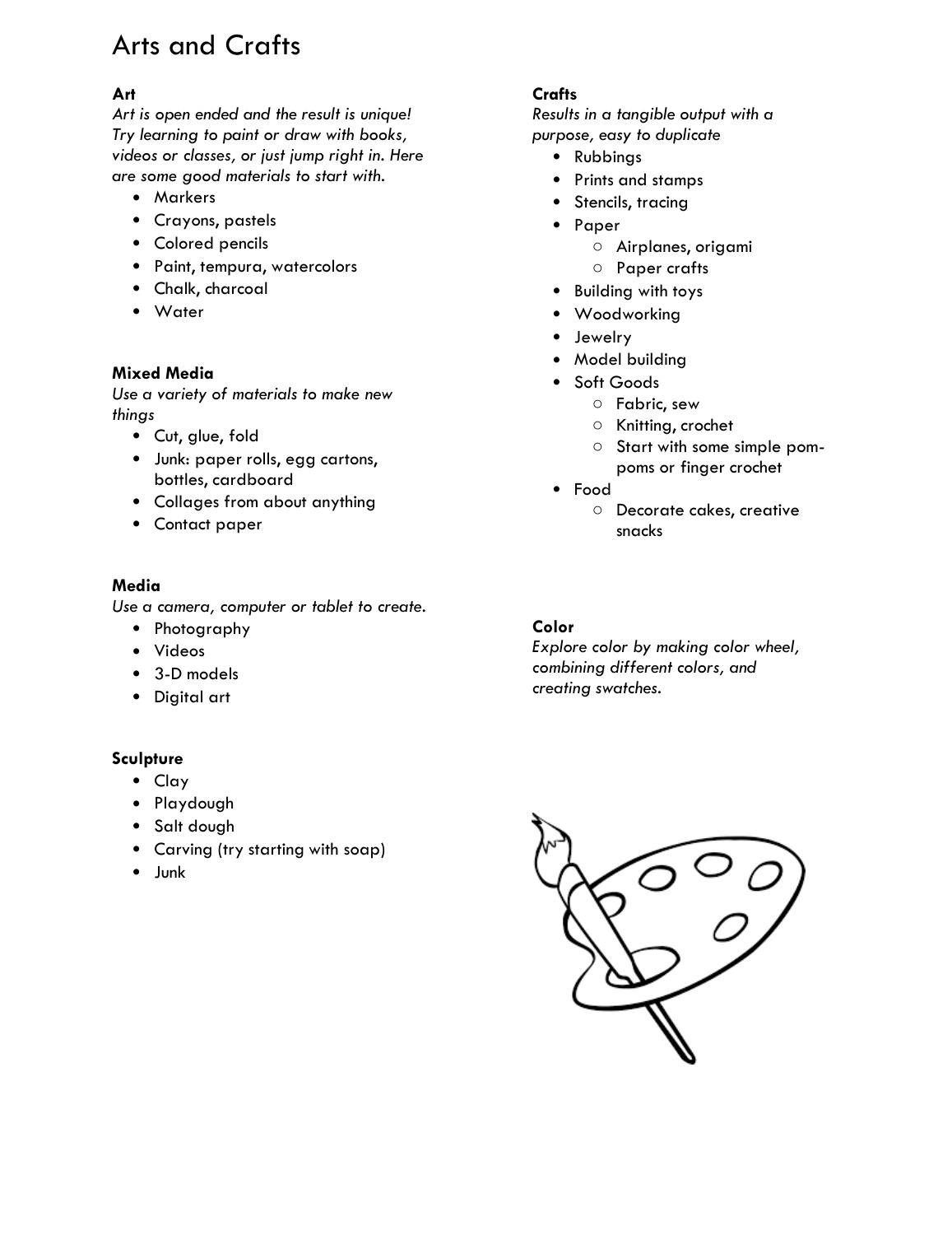# Arts and Crafts

### Art

*Art is open ended and the result is unique! Try learning to paint or draw with books, videos or classes, or just jump right in. Here are some good materials to start with.*

- Markers
- Crayons, pastels
- Colored pencils
- Paint, tempura, watercolors
- Chalk, charcoal
- Water

### Mixed Media

*Use a variety of materials to make new things*

- Cut, glue, fold
- Junk: paper rolls, egg cartons, bottles, cardboard
- Collages from about anything
- Contact paper

### Media

*Use a camera, computer or tablet to create.*

- Photography
- Videos
- 3-D models
- Digital art

### Sculpture

- Clay
- Playdough
- Salt dough
- Carving (try starting with soap)
- Junk

### Crafts

*Results in a tangible output with a purpose, easy to duplicate*

- Rubbings
- Prints and stamps
- Stencils, tracing
- Paper
  - Airplanes, origami
  - Paper crafts
- Building with toys
- Woodworking
- Jewelry
- Model building
- Soft Goods
  - Fabric, sew
  - Knitting, crochet
  - Start with some simple pom-poms or finger crochet
- Food
  - Decorate cakes, creative snacks

### Color

*Explore color by making color wheel, combining different colors, and creating swatches.*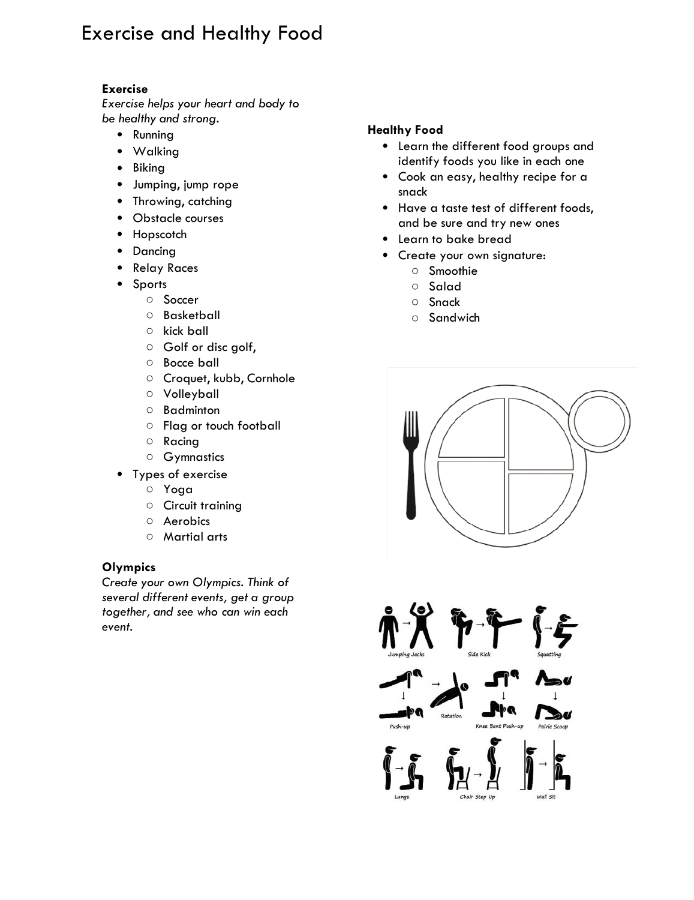# Exercise and Healthy Food

**Exercise**

*Exercise helps your heart and body to be healthy and strong.*

- Running
- Walking
- Biking
- Jumping, jump rope
- Throwing, catching
- Obstacle courses
- Hopscotch
- Dancing
- Relay Races
- Sports
  - Soccer
  - Basketball
  - kick ball
  - Golf or disc golf,
  - Bocce ball
  - Croquet, kubb, Cornhole
  - Volleyball
  - Badminton
  - Flag or touch football
  - Racing
  - Gymnastics
- Types of exercise
  - Yoga
  - Circuit training
  - Aerobics
  - Martial arts

**Olympics**

*Create your own Olympics. Think of several different events, get a group together, and see who can win each event.*

**Healthy Food**

- Learn the different food groups and identify foods you like in each one
- Cook an easy, healthy recipe for a snack
- Have a taste test of different foods, and be sure and try new ones
- Learn to bake bread
- Create your own signature:
  - Smoothie
  - Salad
  - Snack
  - Sandwich

Jumping Jacks | Side Kick | Squatting

Push-up | Rotation | Knee Bent Push-up | Pelvic Scoop

Lunge | Chair Step Up | Wall Sit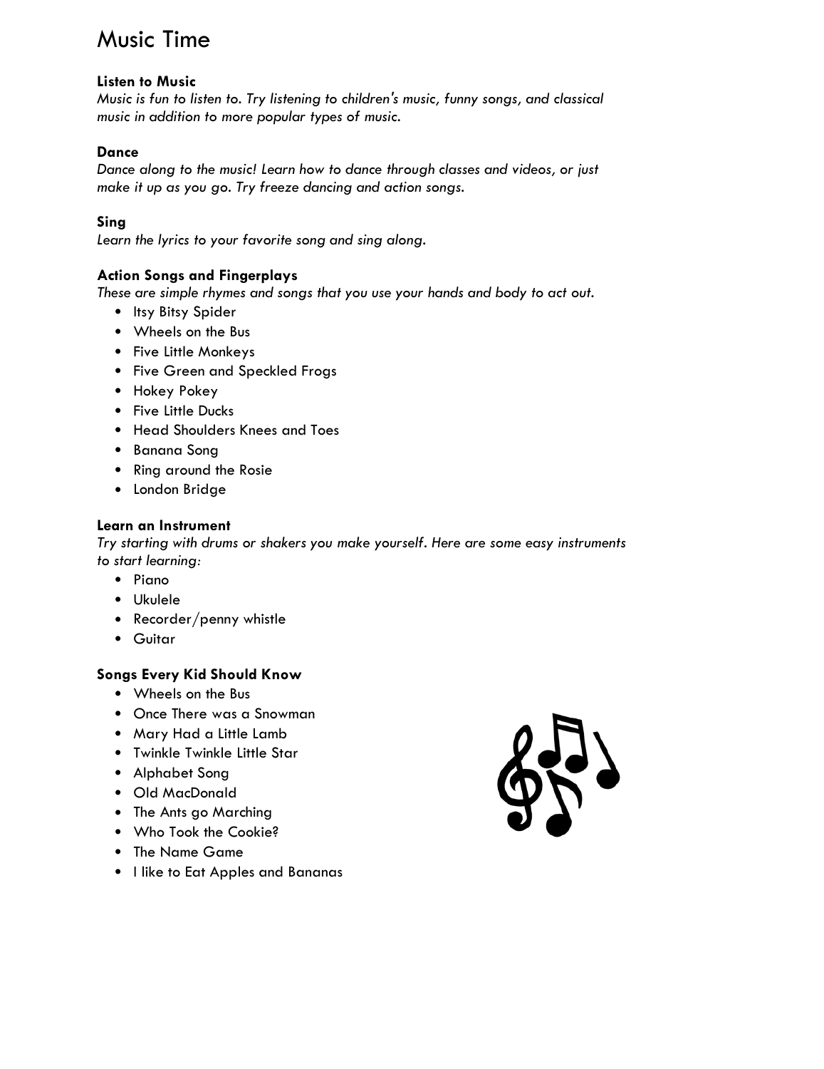# Music Time

### Listen to Music

*Music is fun to listen to. Try listening to children's music, funny songs, and classical music in addition to more popular types of music.*

### Dance

*Dance along to the music! Learn how to dance through classes and videos, or just make it up as you go. Try freeze dancing and action songs.*

### Sing

*Learn the lyrics to your favorite song and sing along.*

### Action Songs and Fingerplays

*These are simple rhymes and songs that you use your hands and body to act out.*

- Itsy Bitsy Spider
- Wheels on the Bus
- Five Little Monkeys
- Five Green and Speckled Frogs
- Hokey Pokey
- Five Little Ducks
- Head Shoulders Knees and Toes
- Banana Song
- Ring around the Rosie
- London Bridge

### Learn an Instrument

*Try starting with drums or shakers you make yourself. Here are some easy instruments to start learning:*

- Piano
- Ukulele
- Recorder/penny whistle
- Guitar

### Songs Every Kid Should Know

- Wheels on the Bus
- Once There was a Snowman
- Mary Had a Little Lamb
- Twinkle Twinkle Little Star
- Alphabet Song
- Old MacDonald
- The Ants go Marching
- Who Took the Cookie?
- The Name Game
- I like to Eat Apples and Bananas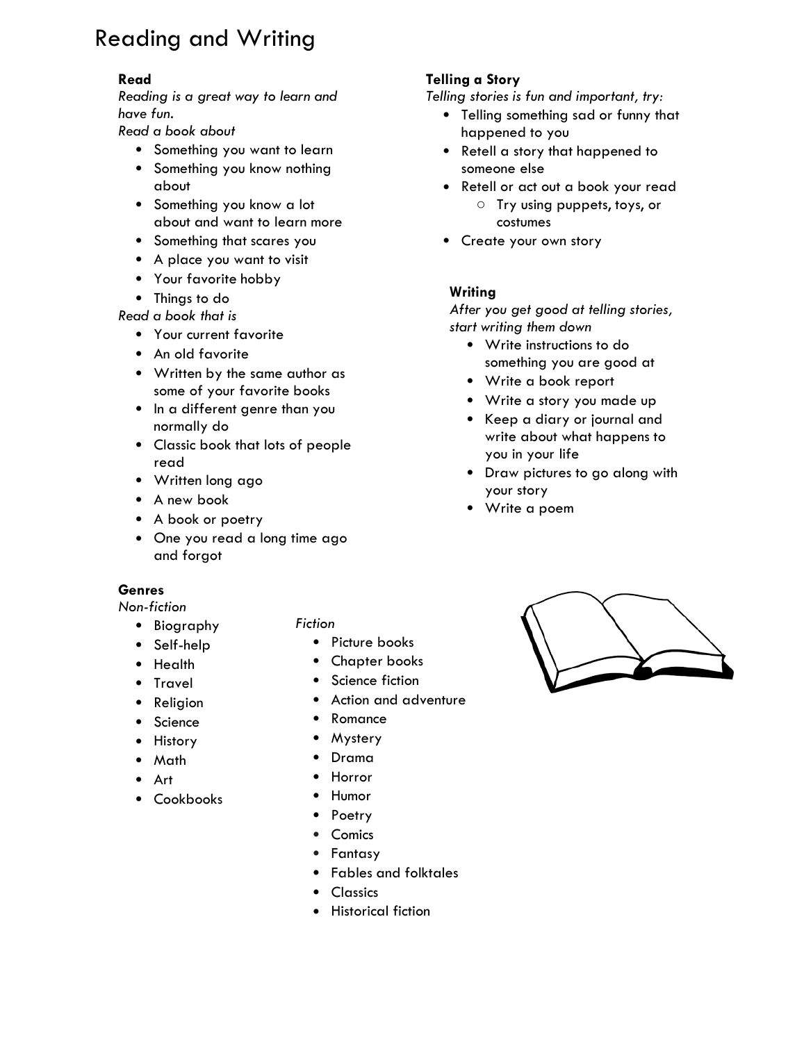# Reading and Writing

**Read**

*Reading is a great way to learn and have fun.*

*Read a book about*

- Something you want to learn
- Something you know nothing about
- Something you know a lot about and want to learn more
- Something that scares you
- A place you want to visit
- Your favorite hobby
- Things to do

*Read a book that is*

- Your current favorite
- An old favorite
- Written by the same author as some of your favorite books
- In a different genre than you normally do
- Classic book that lots of people read
- Written long ago
- A new book
- A book or poetry
- One you read a long time ago and forgot

**Telling a Story**

*Telling stories is fun and important, try:*

- Telling something sad or funny that happened to you
- Retell a story that happened to someone else
- Retell or act out a book your read
  - Try using puppets, toys, or costumes
- Create your own story

**Writing**

*After you get good at telling stories, start writing them down*

- Write instructions to do something you are good at
- Write a book report
- Write a story you made up
- Keep a diary or journal and write about what happens to you in your life
- Draw pictures to go along with your story
- Write a poem

**Genres**

*Non-fiction*

- Biography
- Self-help
- Health
- Travel
- Religion
- Science
- History
- Math
- Art
- Cookbooks

*Fiction*

- Picture books
- Chapter books
- Science fiction
- Action and adventure
- Romance
- Mystery
- Drama
- Horror
- Humor
- Poetry
- Comics
- Fantasy
- Fables and folktales
- Classics
- Historical fiction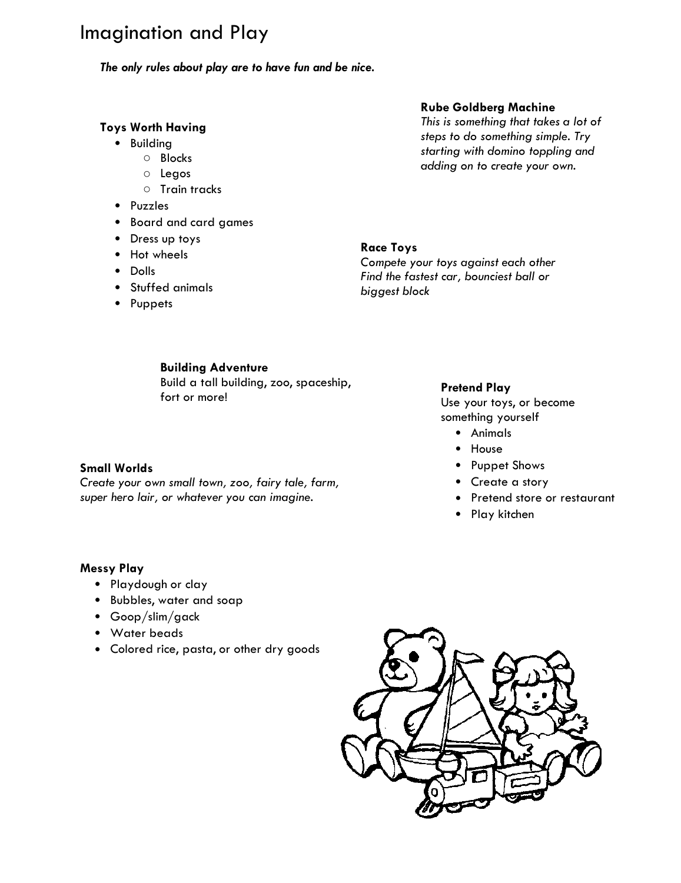# Imagination and Play

***The only rules about play are to have fun and be nice.***

**Toys Worth Having**

- Building
  - Blocks
  - Legos
  - Train tracks
- Puzzles
- Board and card games
- Dress up toys
- Hot wheels
- Dolls
- Stuffed animals
- Puppets

**Rube Goldberg Machine**

*This is something that takes a lot of steps to do something simple. Try starting with domino toppling and adding on to create your own.*

**Race Toys**

*Compete your toys against each other Find the fastest car, bounciest ball or biggest block*

**Building Adventure**

Build a tall building, zoo, spaceship, fort or more!

**Pretend Play**

Use your toys, or become something yourself

- Animals
- House
- Puppet Shows
- Create a story
- Pretend store or restaurant
- Play kitchen

**Small Worlds**

*Create your own small town, zoo, fairy tale, farm, super hero lair, or whatever you can imagine.*

**Messy Play**

- Playdough or clay
- Bubbles, water and soap
- Goop/slim/gack
- Water beads
- Colored rice, pasta, or other dry goods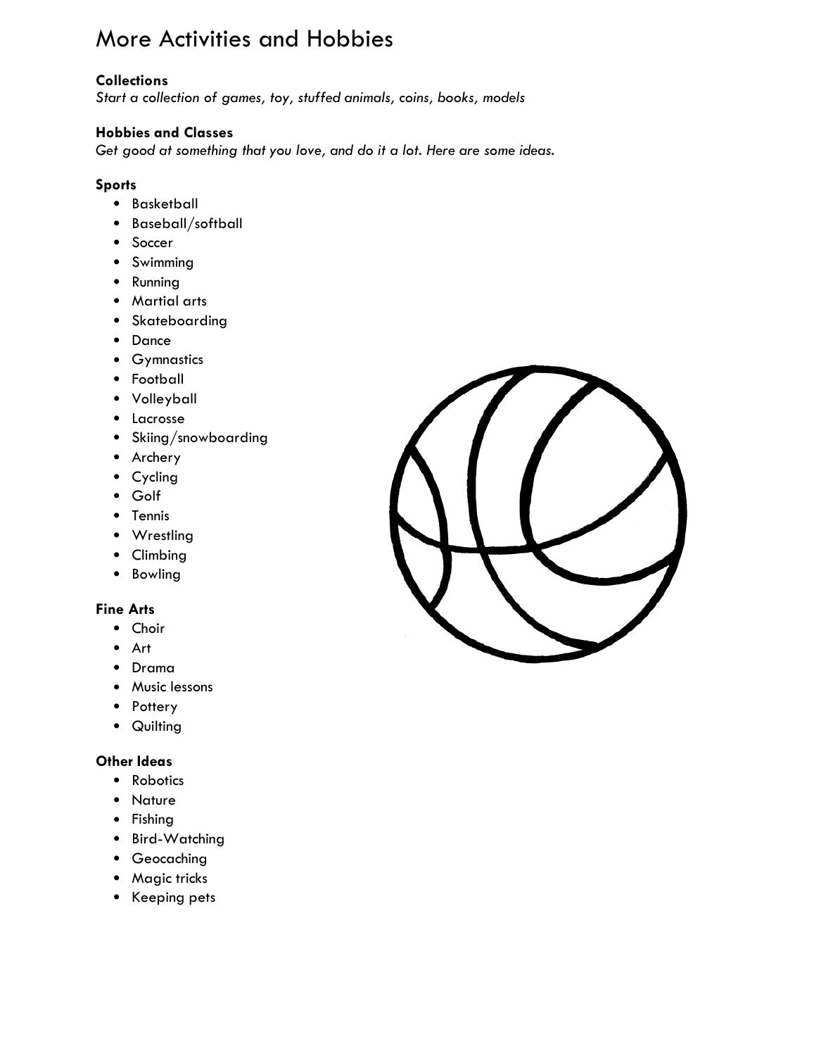# More Activities and Hobbies

**Collections**

*Start a collection of games, toy, stuffed animals, coins, books, models*

**Hobbies and Classes**

*Get good at something that you love, and do it a lot. Here are some ideas.*

**Sports**

- Basketball
- Baseball/softball
- Soccer
- Swimming
- Running
- Martial arts
- Skateboarding
- Dance
- Gymnastics
- Football
- Volleyball
- Lacrosse
- Skiing/snowboarding
- Archery
- Cycling
- Golf
- Tennis
- Wrestling
- Climbing
- Bowling

**Fine Arts**

- Choir
- Art
- Drama
- Music lessons
- Pottery
- Quilting

**Other Ideas**

- Robotics
- Nature
- Fishing
- Bird-Watching
- Geocaching
- Magic tricks
- Keeping pets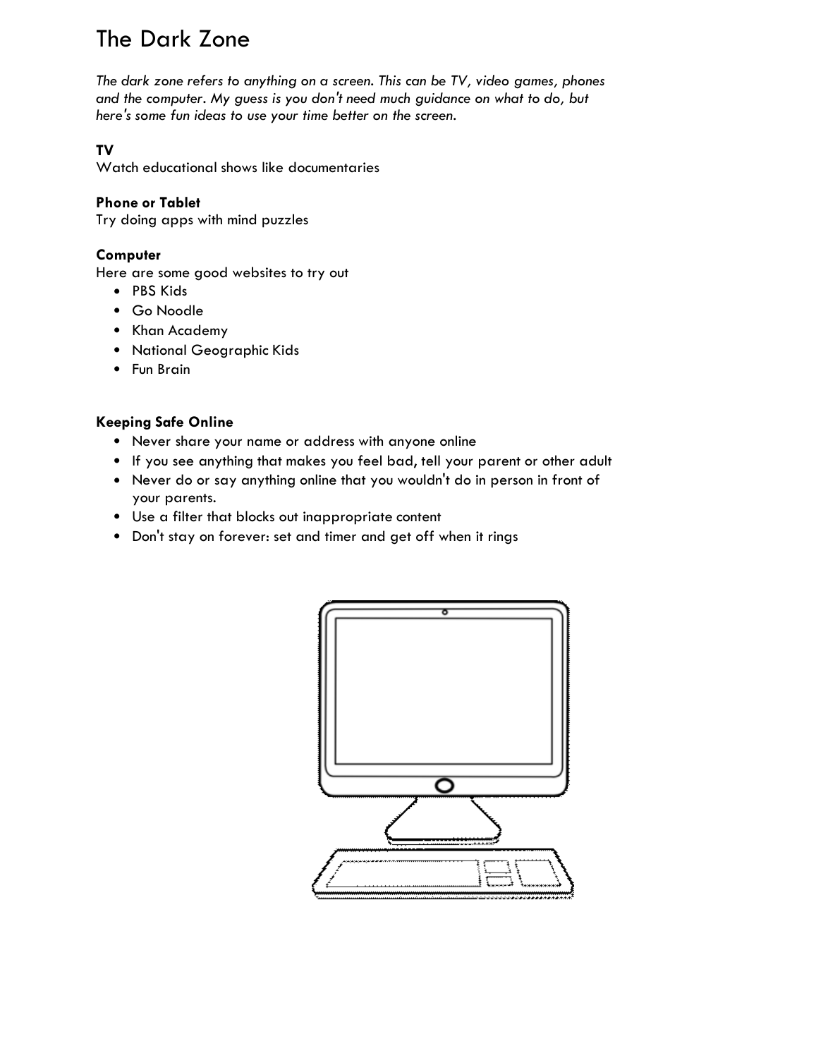# The Dark Zone

*The dark zone refers to anything on a screen. This can be TV, video games, phones and the computer. My guess is you don't need much guidance on what to do, but here's some fun ideas to use your time better on the screen.*

**TV**
Watch educational shows like documentaries

**Phone or Tablet**
Try doing apps with mind puzzles

**Computer**
Here are some good websites to try out
- PBS Kids
- Go Noodle
- Khan Academy
- National Geographic Kids
- Fun Brain

**Keeping Safe Online**
- Never share your name or address with anyone online
- If you see anything that makes you feel bad, tell your parent or other adult
- Never do or say anything online that you wouldn't do in person in front of your parents.
- Use a filter that blocks out inappropriate content
- Don't stay on forever: set and timer and get off when it rings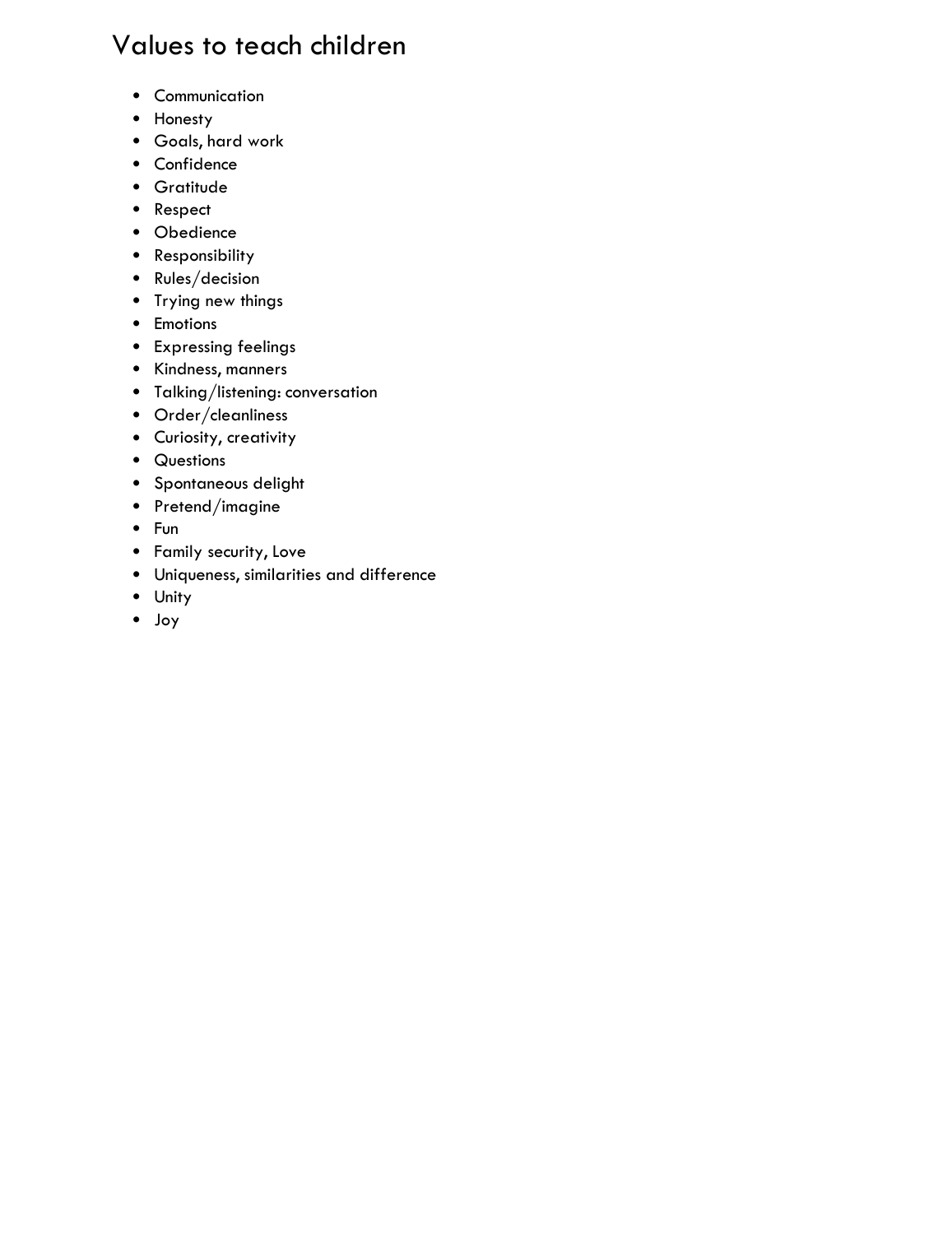# Values to teach children

- Communication
- Honesty
- Goals, hard work
- Confidence
- Gratitude
- Respect
- Obedience
- Responsibility
- Rules/decision
- Trying new things
- Emotions
- Expressing feelings
- Kindness, manners
- Talking/listening: conversation
- Order/cleanliness
- Curiosity, creativity
- Questions
- Spontaneous delight
- Pretend/imagine
- Fun
- Family security, Love
- Uniqueness, similarities and difference
- Unity
- Joy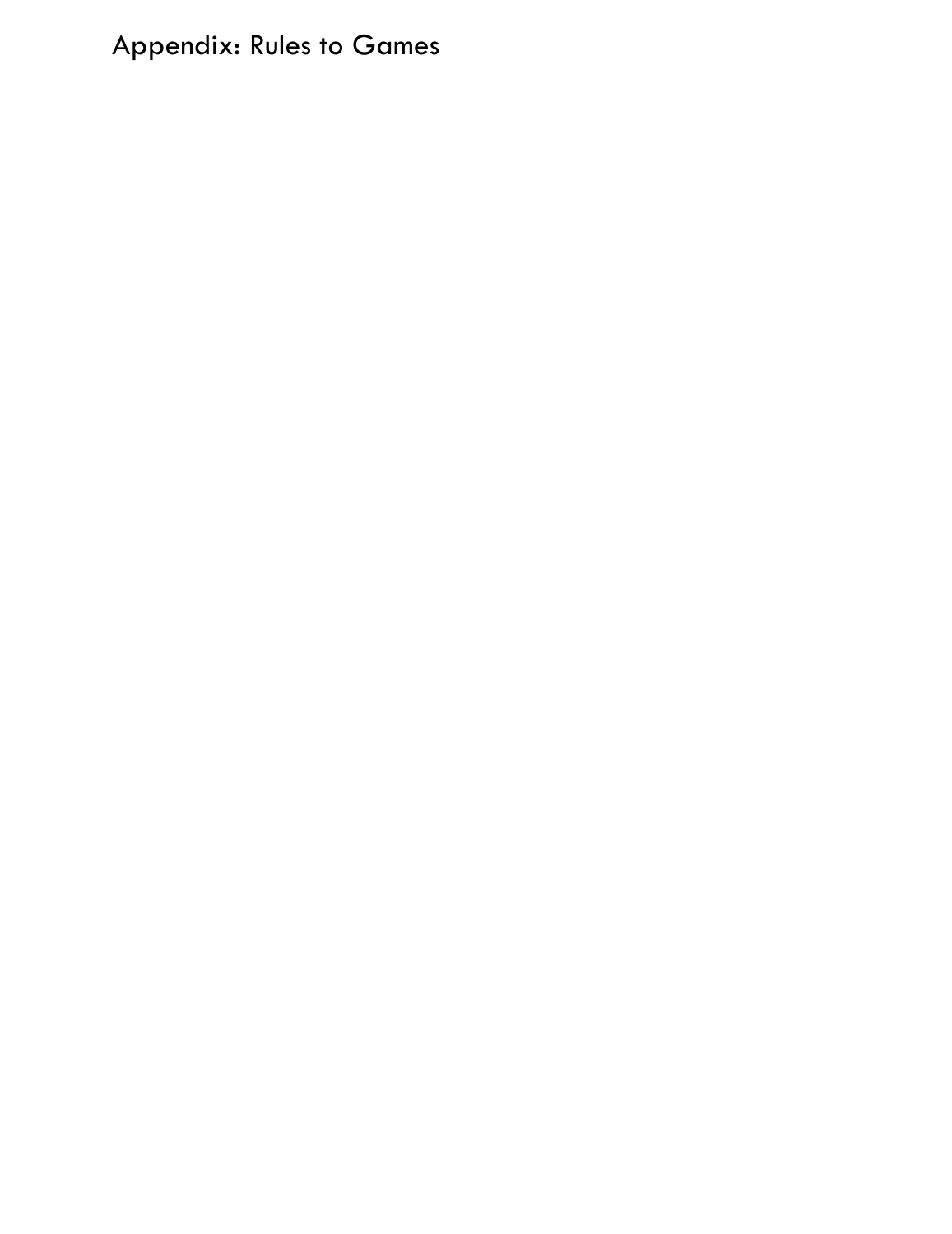# Appendix: Rules to Games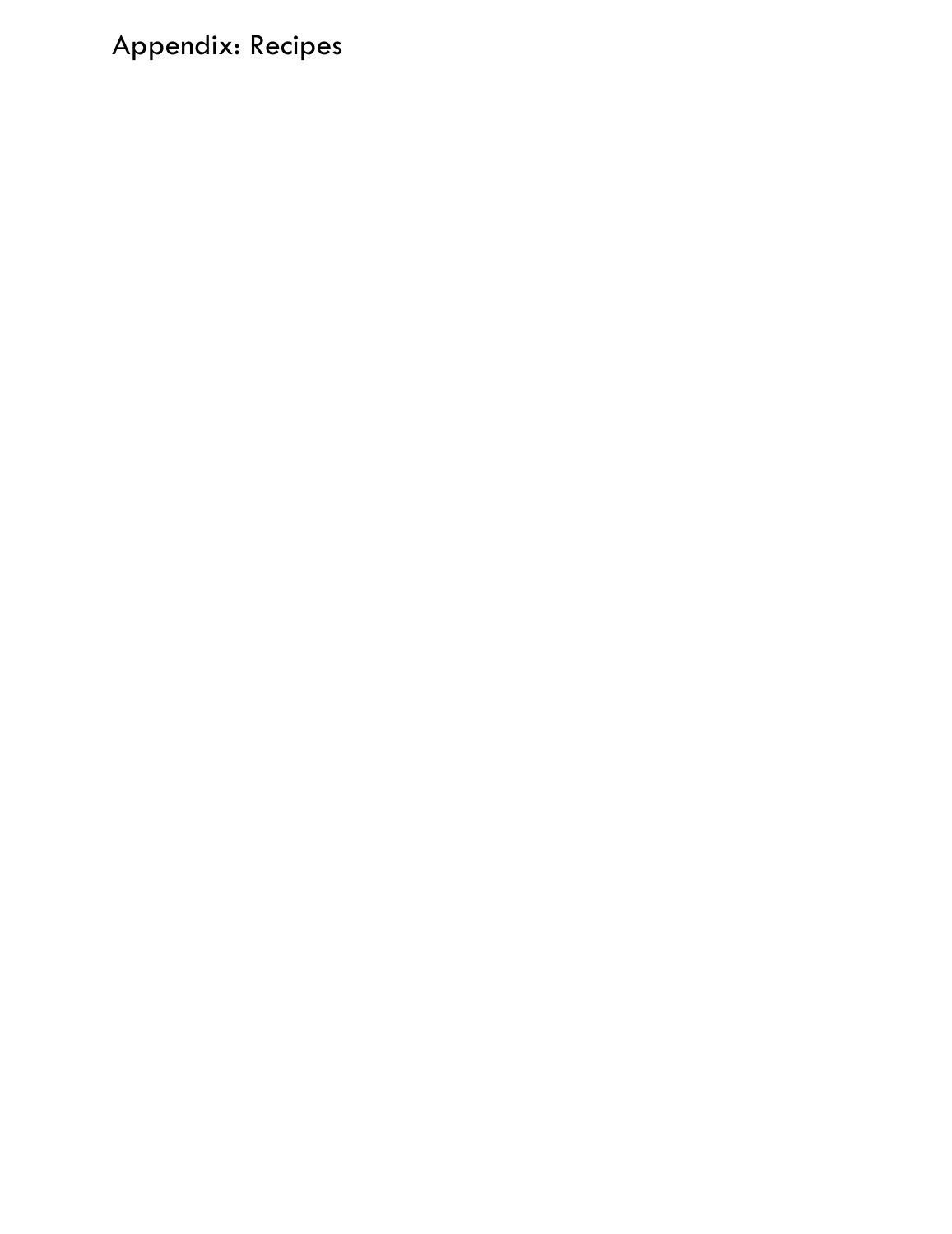# Appendix: Recipes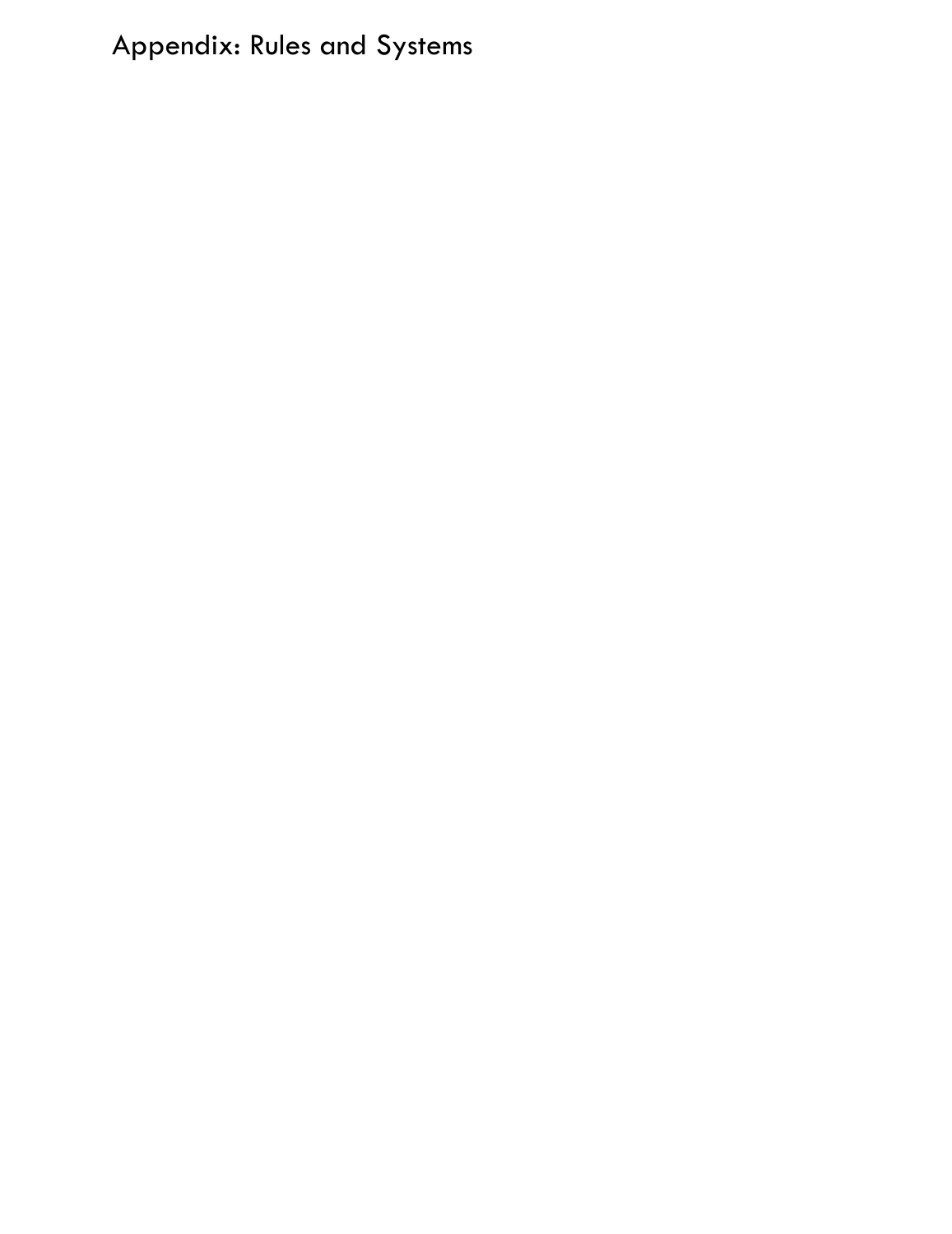# Appendix: Rules and Systems